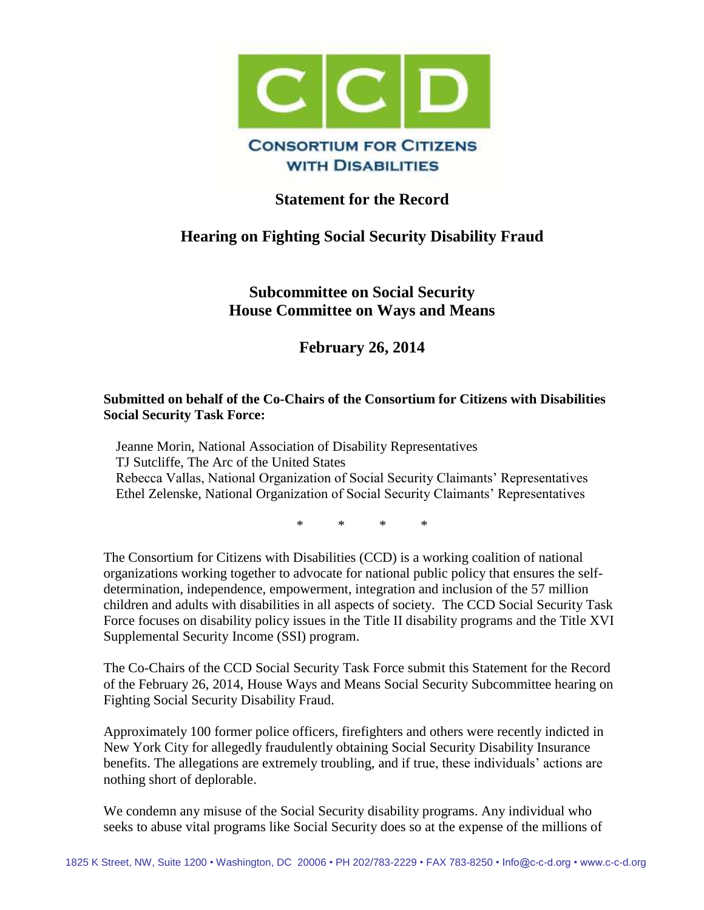CCD

CONSORTIUM FOR CITIZENS WITH DISABILITIES

# Statement for the Record

## Hearing on Fighting Social Security Disability Fraud

### Subcommittee on Social Security
### House Committee on Ways and Means

### February 26, 2014

**Submitted on behalf of the Co-Chairs of the Consortium for Citizens with Disabilities Social Security Task Force:**

Jeanne Morin, National Association of Disability Representatives
TJ Sutcliffe, The Arc of the United States
Rebecca Vallas, National Organization of Social Security Claimants' Representatives
Ethel Zelenske, National Organization of Social Security Claimants' Representatives

\* \* \* \*

The Consortium for Citizens with Disabilities (CCD) is a working coalition of national organizations working together to advocate for national public policy that ensures the self-determination, independence, empowerment, integration and inclusion of the 57 million children and adults with disabilities in all aspects of society. The CCD Social Security Task Force focuses on disability policy issues in the Title II disability programs and the Title XVI Supplemental Security Income (SSI) program.

The Co-Chairs of the CCD Social Security Task Force submit this Statement for the Record of the February 26, 2014, House Ways and Means Social Security Subcommittee hearing on Fighting Social Security Disability Fraud.

Approximately 100 former police officers, firefighters and others were recently indicted in New York City for allegedly fraudulently obtaining Social Security Disability Insurance benefits. The allegations are extremely troubling, and if true, these individuals' actions are nothing short of deplorable.

We condemn any misuse of the Social Security disability programs. Any individual who seeks to abuse vital programs like Social Security does so at the expense of the millions of

1825 K Street, NW, Suite 1200 • Washington, DC 20006 • PH 202/783-2229 • FAX 783-8250 • Info@c-c-d.org • www.c-c-d.org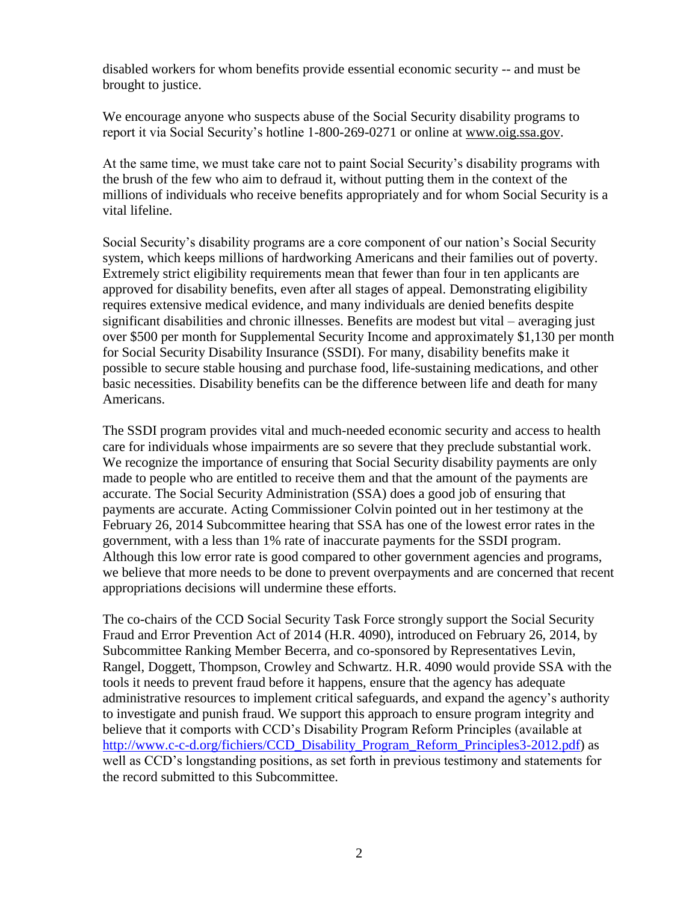disabled workers for whom benefits provide essential economic security -- and must be brought to justice.

We encourage anyone who suspects abuse of the Social Security disability programs to report it via Social Security's hotline 1-800-269-0271 or online at www.oig.ssa.gov.

At the same time, we must take care not to paint Social Security's disability programs with the brush of the few who aim to defraud it, without putting them in the context of the millions of individuals who receive benefits appropriately and for whom Social Security is a vital lifeline.

Social Security's disability programs are a core component of our nation's Social Security system, which keeps millions of hardworking Americans and their families out of poverty. Extremely strict eligibility requirements mean that fewer than four in ten applicants are approved for disability benefits, even after all stages of appeal. Demonstrating eligibility requires extensive medical evidence, and many individuals are denied benefits despite significant disabilities and chronic illnesses. Benefits are modest but vital – averaging just over $500 per month for Supplemental Security Income and approximately $1,130 per month for Social Security Disability Insurance (SSDI). For many, disability benefits make it possible to secure stable housing and purchase food, life-sustaining medications, and other basic necessities. Disability benefits can be the difference between life and death for many Americans.

The SSDI program provides vital and much-needed economic security and access to health care for individuals whose impairments are so severe that they preclude substantial work. We recognize the importance of ensuring that Social Security disability payments are only made to people who are entitled to receive them and that the amount of the payments are accurate. The Social Security Administration (SSA) does a good job of ensuring that payments are accurate. Acting Commissioner Colvin pointed out in her testimony at the February 26, 2014 Subcommittee hearing that SSA has one of the lowest error rates in the government, with a less than 1% rate of inaccurate payments for the SSDI program. Although this low error rate is good compared to other government agencies and programs, we believe that more needs to be done to prevent overpayments and are concerned that recent appropriations decisions will undermine these efforts.

The co-chairs of the CCD Social Security Task Force strongly support the Social Security Fraud and Error Prevention Act of 2014 (H.R. 4090), introduced on February 26, 2014, by Subcommittee Ranking Member Becerra, and co-sponsored by Representatives Levin, Rangel, Doggett, Thompson, Crowley and Schwartz. H.R. 4090 would provide SSA with the tools it needs to prevent fraud before it happens, ensure that the agency has adequate administrative resources to implement critical safeguards, and expand the agency's authority to investigate and punish fraud. We support this approach to ensure program integrity and believe that it comports with CCD's Disability Program Reform Principles (available at http://www.c-c-d.org/fichiers/CCD_Disability_Program_Reform_Principles3-2012.pdf) as well as CCD's longstanding positions, as set forth in previous testimony and statements for the record submitted to this Subcommittee.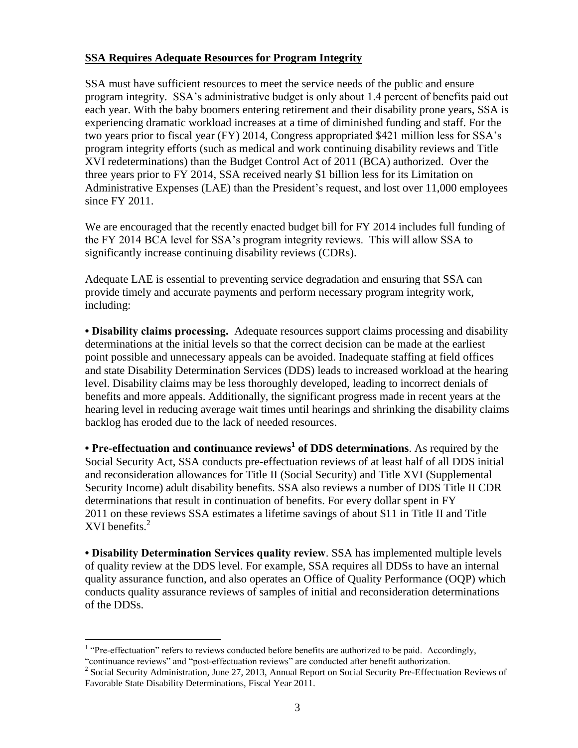**SSA Requires Adequate Resources for Program Integrity**

SSA must have sufficient resources to meet the service needs of the public and ensure program integrity. SSA's administrative budget is only about 1.4 percent of benefits paid out each year. With the baby boomers entering retirement and their disability prone years, SSA is experiencing dramatic workload increases at a time of diminished funding and staff. For the two years prior to fiscal year (FY) 2014, Congress appropriated $421 million less for SSA's program integrity efforts (such as medical and work continuing disability reviews and Title XVI redeterminations) than the Budget Control Act of 2011 (BCA) authorized. Over the three years prior to FY 2014, SSA received nearly $1 billion less for its Limitation on Administrative Expenses (LAE) than the President's request, and lost over 11,000 employees since FY 2011.

We are encouraged that the recently enacted budget bill for FY 2014 includes full funding of the FY 2014 BCA level for SSA's program integrity reviews. This will allow SSA to significantly increase continuing disability reviews (CDRs).

Adequate LAE is essential to preventing service degradation and ensuring that SSA can provide timely and accurate payments and perform necessary program integrity work, including:

**• Disability claims processing.** Adequate resources support claims processing and disability determinations at the initial levels so that the correct decision can be made at the earliest point possible and unnecessary appeals can be avoided. Inadequate staffing at field offices and state Disability Determination Services (DDS) leads to increased workload at the hearing level. Disability claims may be less thoroughly developed, leading to incorrect denials of benefits and more appeals. Additionally, the significant progress made in recent years at the hearing level in reducing average wait times until hearings and shrinking the disability claims backlog has eroded due to the lack of needed resources.

**• Pre-effectuation and continuance reviews[1] of DDS determinations**. As required by the Social Security Act, SSA conducts pre-effectuation reviews of at least half of all DDS initial and reconsideration allowances for Title II (Social Security) and Title XVI (Supplemental Security Income) adult disability benefits. SSA also reviews a number of DDS Title II CDR determinations that result in continuation of benefits. For every dollar spent in FY 2011 on these reviews SSA estimates a lifetime savings of about $11 in Title II and Title XVI benefits.[2]

**• Disability Determination Services quality review**. SSA has implemented multiple levels of quality review at the DDS level. For example, SSA requires all DDSs to have an internal quality assurance function, and also operates an Office of Quality Performance (OQP) which conducts quality assurance reviews of samples of initial and reconsideration determinations of the DDSs.

---

[1] "Pre-effectuation" refers to reviews conducted before benefits are authorized to be paid. Accordingly, "continuance reviews" and "post-effectuation reviews" are conducted after benefit authorization.

[2] Social Security Administration, June 27, 2013, Annual Report on Social Security Pre-Effectuation Reviews of Favorable State Disability Determinations, Fiscal Year 2011.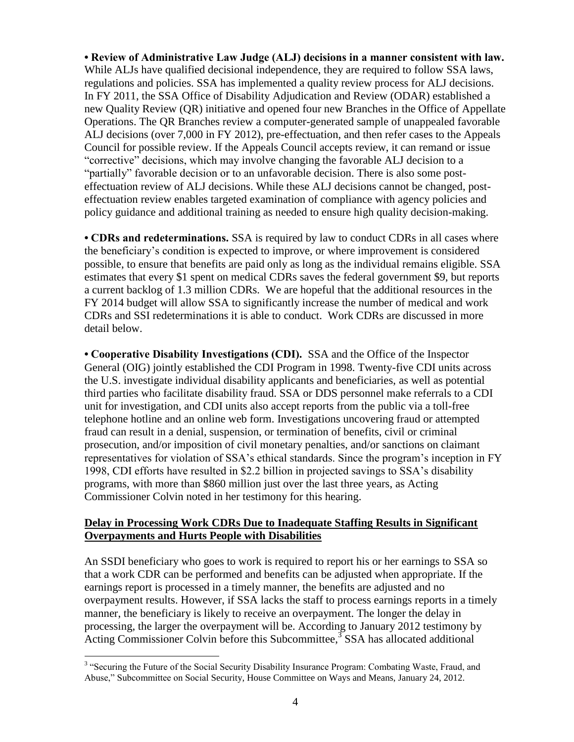**• Review of Administrative Law Judge (ALJ) decisions in a manner consistent with law.** While ALJs have qualified decisional independence, they are required to follow SSA laws, regulations and policies. SSA has implemented a quality review process for ALJ decisions. In FY 2011, the SSA Office of Disability Adjudication and Review (ODAR) established a new Quality Review (QR) initiative and opened four new Branches in the Office of Appellate Operations. The QR Branches review a computer-generated sample of unappealed favorable ALJ decisions (over 7,000 in FY 2012), pre-effectuation, and then refer cases to the Appeals Council for possible review. If the Appeals Council accepts review, it can remand or issue "corrective" decisions, which may involve changing the favorable ALJ decision to a "partially" favorable decision or to an unfavorable decision. There is also some post-effectuation review of ALJ decisions. While these ALJ decisions cannot be changed, post-effectuation review enables targeted examination of compliance with agency policies and policy guidance and additional training as needed to ensure high quality decision-making.

**• CDRs and redeterminations.** SSA is required by law to conduct CDRs in all cases where the beneficiary's condition is expected to improve, or where improvement is considered possible, to ensure that benefits are paid only as long as the individual remains eligible. SSA estimates that every $1 spent on medical CDRs saves the federal government $9, but reports a current backlog of 1.3 million CDRs. We are hopeful that the additional resources in the FY 2014 budget will allow SSA to significantly increase the number of medical and work CDRs and SSI redeterminations it is able to conduct. Work CDRs are discussed in more detail below.

**• Cooperative Disability Investigations (CDI).** SSA and the Office of the Inspector General (OIG) jointly established the CDI Program in 1998. Twenty-five CDI units across the U.S. investigate individual disability applicants and beneficiaries, as well as potential third parties who facilitate disability fraud. SSA or DDS personnel make referrals to a CDI unit for investigation, and CDI units also accept reports from the public via a toll-free telephone hotline and an online web form. Investigations uncovering fraud or attempted fraud can result in a denial, suspension, or termination of benefits, civil or criminal prosecution, and/or imposition of civil monetary penalties, and/or sanctions on claimant representatives for violation of SSA's ethical standards. Since the program's inception in FY 1998, CDI efforts have resulted in $2.2 billion in projected savings to SSA's disability programs, with more than $860 million just over the last three years, as Acting Commissioner Colvin noted in her testimony for this hearing.

**Delay in Processing Work CDRs Due to Inadequate Staffing Results in Significant Overpayments and Hurts People with Disabilities**

An SSDI beneficiary who goes to work is required to report his or her earnings to SSA so that a work CDR can be performed and benefits can be adjusted when appropriate. If the earnings report is processed in a timely manner, the benefits are adjusted and no overpayment results. However, if SSA lacks the staff to process earnings reports in a timely manner, the beneficiary is likely to receive an overpayment. The longer the delay in processing, the larger the overpayment will be. According to January 2012 testimony by Acting Commissioner Colvin before this Subcommittee,[3] SSA has allocated additional

[3] "Securing the Future of the Social Security Disability Insurance Program: Combating Waste, Fraud, and Abuse," Subcommittee on Social Security, House Committee on Ways and Means, January 24, 2012.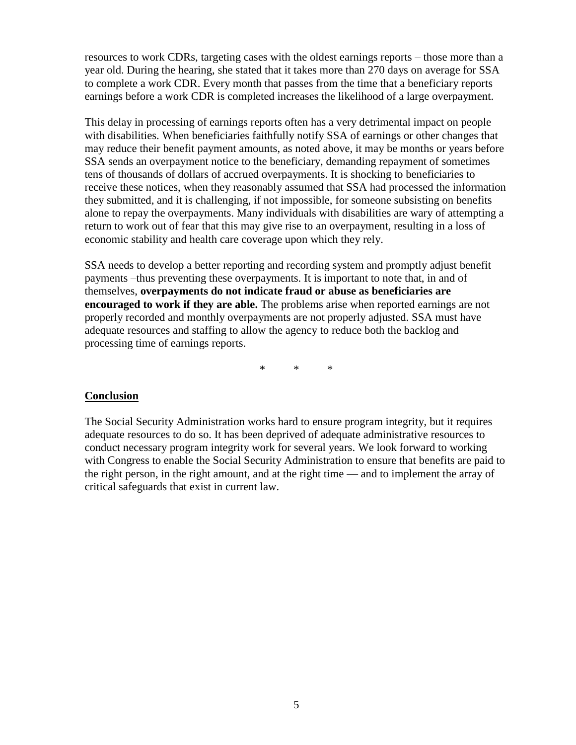resources to work CDRs, targeting cases with the oldest earnings reports – those more than a year old. During the hearing, she stated that it takes more than 270 days on average for SSA to complete a work CDR. Every month that passes from the time that a beneficiary reports earnings before a work CDR is completed increases the likelihood of a large overpayment.

This delay in processing of earnings reports often has a very detrimental impact on people with disabilities. When beneficiaries faithfully notify SSA of earnings or other changes that may reduce their benefit payment amounts, as noted above, it may be months or years before SSA sends an overpayment notice to the beneficiary, demanding repayment of sometimes tens of thousands of dollars of accrued overpayments. It is shocking to beneficiaries to receive these notices, when they reasonably assumed that SSA had processed the information they submitted, and it is challenging, if not impossible, for someone subsisting on benefits alone to repay the overpayments. Many individuals with disabilities are wary of attempting a return to work out of fear that this may give rise to an overpayment, resulting in a loss of economic stability and health care coverage upon which they rely.

SSA needs to develop a better reporting and recording system and promptly adjust benefit payments –thus preventing these overpayments. It is important to note that, in and of themselves, **overpayments do not indicate fraud or abuse as beneficiaries are encouraged to work if they are able.** The problems arise when reported earnings are not properly recorded and monthly overpayments are not properly adjusted. SSA must have adequate resources and staffing to allow the agency to reduce both the backlog and processing time of earnings reports.

\* \* \*

## Conclusion

The Social Security Administration works hard to ensure program integrity, but it requires adequate resources to do so. It has been deprived of adequate administrative resources to conduct necessary program integrity work for several years. We look forward to working with Congress to enable the Social Security Administration to ensure that benefits are paid to the right person, in the right amount, and at the right time — and to implement the array of critical safeguards that exist in current law.